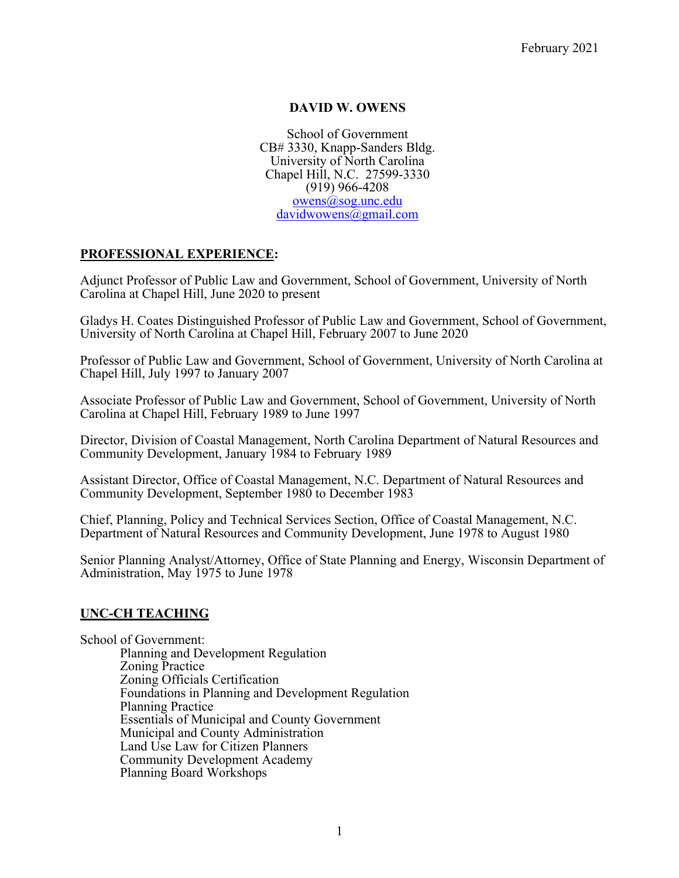February 2021

# DAVID W. OWENS

School of Government
CB# 3330, Knapp-Sanders Bldg.
University of North Carolina
Chapel Hill, N.C. 27599-3330
(919) 966-4208
owens@sog.unc.edu
davidwowens@gmail.com

## PROFESSIONAL EXPERIENCE:

Adjunct Professor of Public Law and Government, School of Government, University of North Carolina at Chapel Hill, June 2020 to present

Gladys H. Coates Distinguished Professor of Public Law and Government, School of Government, University of North Carolina at Chapel Hill, February 2007 to June 2020

Professor of Public Law and Government, School of Government, University of North Carolina at Chapel Hill, July 1997 to January 2007

Associate Professor of Public Law and Government, School of Government, University of North Carolina at Chapel Hill, February 1989 to June 1997

Director, Division of Coastal Management, North Carolina Department of Natural Resources and Community Development, January 1984 to February 1989

Assistant Director, Office of Coastal Management, N.C. Department of Natural Resources and Community Development, September 1980 to December 1983

Chief, Planning, Policy and Technical Services Section, Office of Coastal Management, N.C. Department of Natural Resources and Community Development, June 1978 to August 1980

Senior Planning Analyst/Attorney, Office of State Planning and Energy, Wisconsin Department of Administration, May 1975 to June 1978

## UNC-CH TEACHING

School of Government:

- Planning and Development Regulation
- Zoning Practice
- Zoning Officials Certification
- Foundations in Planning and Development Regulation
- Planning Practice
- Essentials of Municipal and County Government
- Municipal and County Administration
- Land Use Law for Citizen Planners
- Community Development Academy
- Planning Board Workshops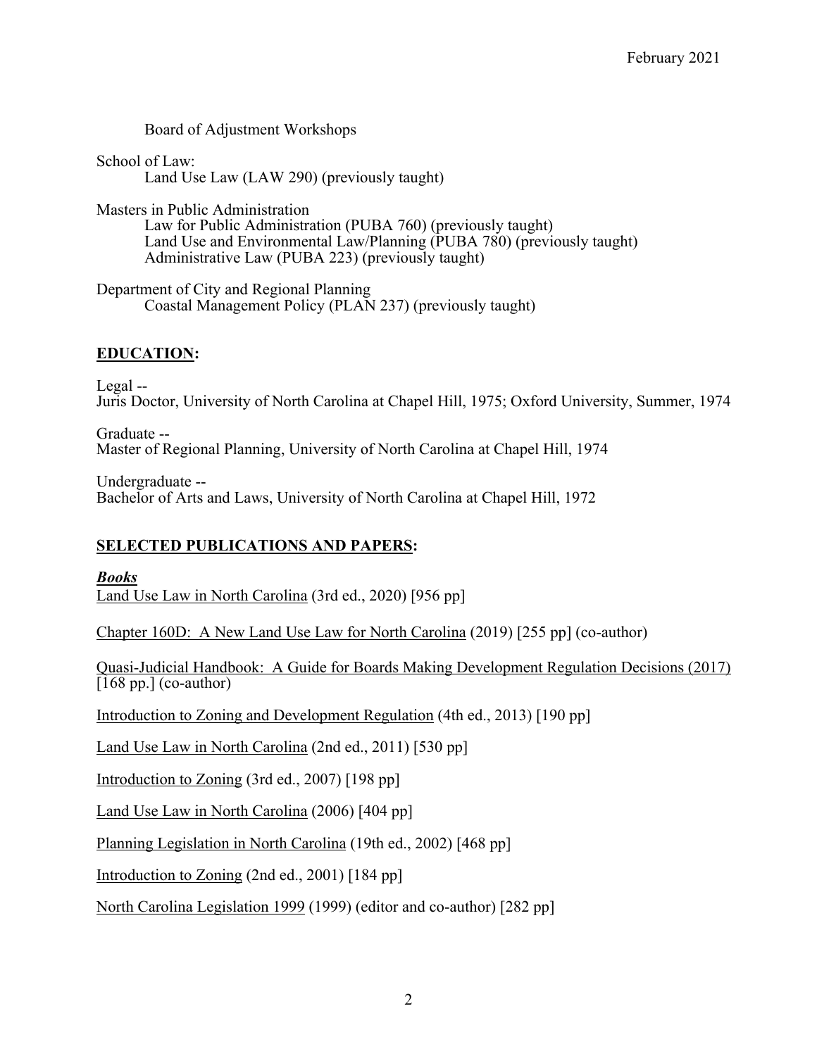Board of Adjustment Workshops

School of Law:
Land Use Law (LAW 290) (previously taught)

Masters in Public Administration
Law for Public Administration (PUBA 760) (previously taught)
Land Use and Environmental Law/Planning (PUBA 780) (previously taught)
Administrative Law (PUBA 223) (previously taught)

Department of City and Regional Planning
Coastal Management Policy (PLAN 237) (previously taught)

## **EDUCATION:**

Legal --
Juris Doctor, University of North Carolina at Chapel Hill, 1975; Oxford University, Summer, 1974

Graduate --
Master of Regional Planning, University of North Carolina at Chapel Hill, 1974

Undergraduate --
Bachelor of Arts and Laws, University of North Carolina at Chapel Hill, 1972

## **SELECTED PUBLICATIONS AND PAPERS:**

***Books***

Land Use Law in North Carolina (3rd ed., 2020) [956 pp]

Chapter 160D: A New Land Use Law for North Carolina (2019) [255 pp] (co-author)

Quasi-Judicial Handbook: A Guide for Boards Making Development Regulation Decisions (2017) [168 pp.] (co-author)

Introduction to Zoning and Development Regulation (4th ed., 2013) [190 pp]

Land Use Law in North Carolina (2nd ed., 2011) [530 pp]

Introduction to Zoning (3rd ed., 2007) [198 pp]

Land Use Law in North Carolina (2006) [404 pp]

Planning Legislation in North Carolina (19th ed., 2002) [468 pp]

Introduction to Zoning (2nd ed., 2001) [184 pp]

North Carolina Legislation 1999 (1999) (editor and co-author) [282 pp]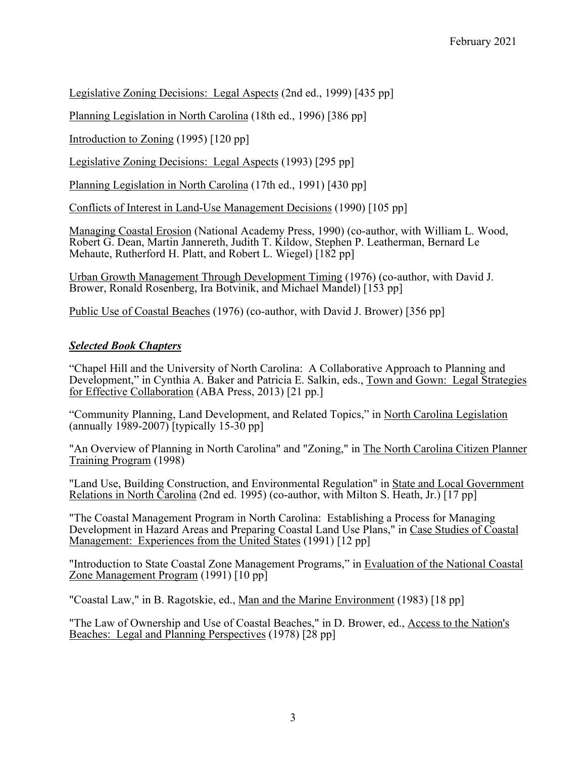Legislative Zoning Decisions: Legal Aspects (2nd ed., 1999) [435 pp]

Planning Legislation in North Carolina (18th ed., 1996) [386 pp]

Introduction to Zoning (1995) [120 pp]

Legislative Zoning Decisions: Legal Aspects (1993) [295 pp]

Planning Legislation in North Carolina (17th ed., 1991) [430 pp]

Conflicts of Interest in Land-Use Management Decisions (1990) [105 pp]

Managing Coastal Erosion (National Academy Press, 1990) (co-author, with William L. Wood, Robert G. Dean, Martin Jannereth, Judith T. Kildow, Stephen P. Leatherman, Bernard Le Mehaute, Rutherford H. Platt, and Robert L. Wiegel) [182 pp]

Urban Growth Management Through Development Timing (1976) (co-author, with David J. Brower, Ronald Rosenberg, Ira Botvinik, and Michael Mandel) [153 pp]

Public Use of Coastal Beaches (1976) (co-author, with David J. Brower) [356 pp]

### ***Selected Book Chapters***

"Chapel Hill and the University of North Carolina: A Collaborative Approach to Planning and Development," in Cynthia A. Baker and Patricia E. Salkin, eds., Town and Gown: Legal Strategies for Effective Collaboration (ABA Press, 2013) [21 pp.]

"Community Planning, Land Development, and Related Topics," in North Carolina Legislation (annually 1989-2007) [typically 15-30 pp]

"An Overview of Planning in North Carolina" and "Zoning," in The North Carolina Citizen Planner Training Program (1998)

"Land Use, Building Construction, and Environmental Regulation" in State and Local Government Relations in North Carolina (2nd ed. 1995) (co-author, with Milton S. Heath, Jr.) [17 pp]

"The Coastal Management Program in North Carolina: Establishing a Process for Managing Development in Hazard Areas and Preparing Coastal Land Use Plans," in Case Studies of Coastal Management: Experiences from the United States (1991) [12 pp]

"Introduction to State Coastal Zone Management Programs," in Evaluation of the National Coastal Zone Management Program (1991) [10 pp]

"Coastal Law," in B. Ragotskie, ed., Man and the Marine Environment (1983) [18 pp]

"The Law of Ownership and Use of Coastal Beaches," in D. Brower, ed., Access to the Nation's Beaches: Legal and Planning Perspectives (1978) [28 pp]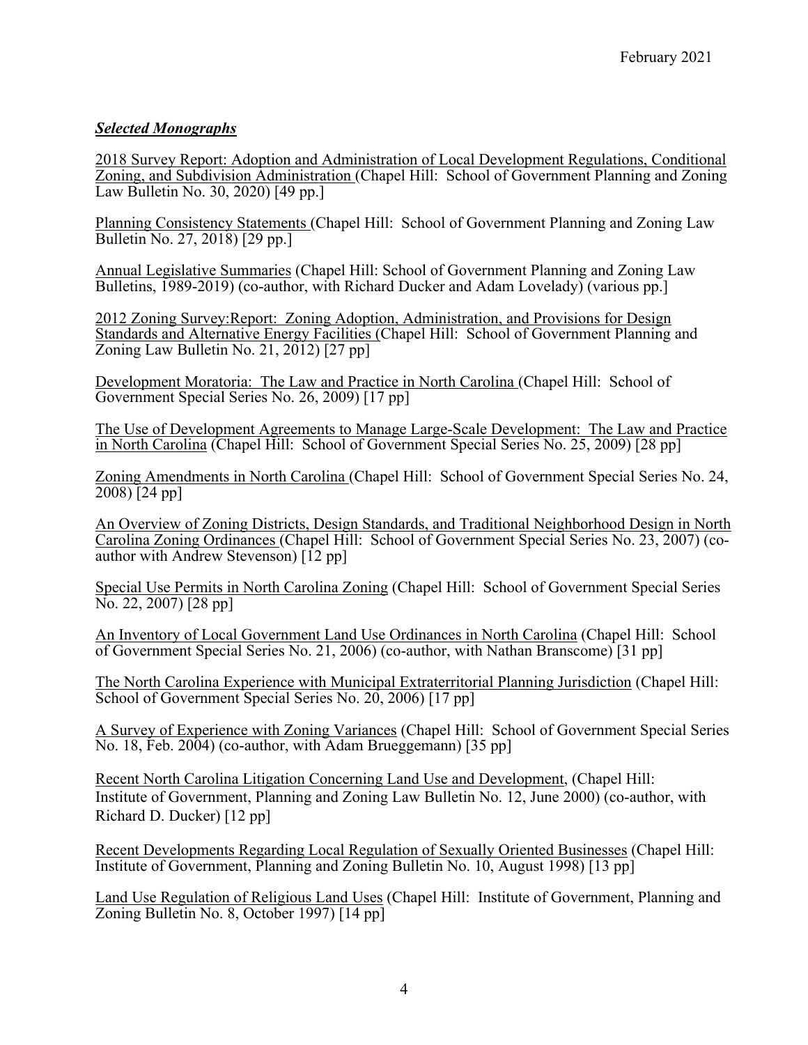February 2021

### ***Selected Monographs***

2018 Survey Report: Adoption and Administration of Local Development Regulations, Conditional Zoning, and Subdivision Administration (Chapel Hill: School of Government Planning and Zoning Law Bulletin No. 30, 2020) [49 pp.]

Planning Consistency Statements (Chapel Hill: School of Government Planning and Zoning Law Bulletin No. 27, 2018) [29 pp.]

Annual Legislative Summaries (Chapel Hill: School of Government Planning and Zoning Law Bulletins, 1989-2019) (co-author, with Richard Ducker and Adam Lovelady) (various pp.]

2012 Zoning Survey:Report: Zoning Adoption, Administration, and Provisions for Design Standards and Alternative Energy Facilities (Chapel Hill: School of Government Planning and Zoning Law Bulletin No. 21, 2012) [27 pp]

Development Moratoria: The Law and Practice in North Carolina (Chapel Hill: School of Government Special Series No. 26, 2009) [17 pp]

The Use of Development Agreements to Manage Large-Scale Development: The Law and Practice in North Carolina (Chapel Hill: School of Government Special Series No. 25, 2009) [28 pp]

Zoning Amendments in North Carolina (Chapel Hill: School of Government Special Series No. 24, 2008) [24 pp]

An Overview of Zoning Districts, Design Standards, and Traditional Neighborhood Design in North Carolina Zoning Ordinances (Chapel Hill: School of Government Special Series No. 23, 2007) (co-author with Andrew Stevenson) [12 pp]

Special Use Permits in North Carolina Zoning (Chapel Hill: School of Government Special Series No. 22, 2007) [28 pp]

An Inventory of Local Government Land Use Ordinances in North Carolina (Chapel Hill: School of Government Special Series No. 21, 2006) (co-author, with Nathan Branscome) [31 pp]

The North Carolina Experience with Municipal Extraterritorial Planning Jurisdiction (Chapel Hill: School of Government Special Series No. 20, 2006) [17 pp]

A Survey of Experience with Zoning Variances (Chapel Hill: School of Government Special Series No. 18, Feb. 2004) (co-author, with Adam Brueggemann) [35 pp]

Recent North Carolina Litigation Concerning Land Use and Development, (Chapel Hill: Institute of Government, Planning and Zoning Law Bulletin No. 12, June 2000) (co-author, with Richard D. Ducker) [12 pp]

Recent Developments Regarding Local Regulation of Sexually Oriented Businesses (Chapel Hill: Institute of Government, Planning and Zoning Bulletin No. 10, August 1998) [13 pp]

Land Use Regulation of Religious Land Uses (Chapel Hill: Institute of Government, Planning and Zoning Bulletin No. 8, October 1997) [14 pp]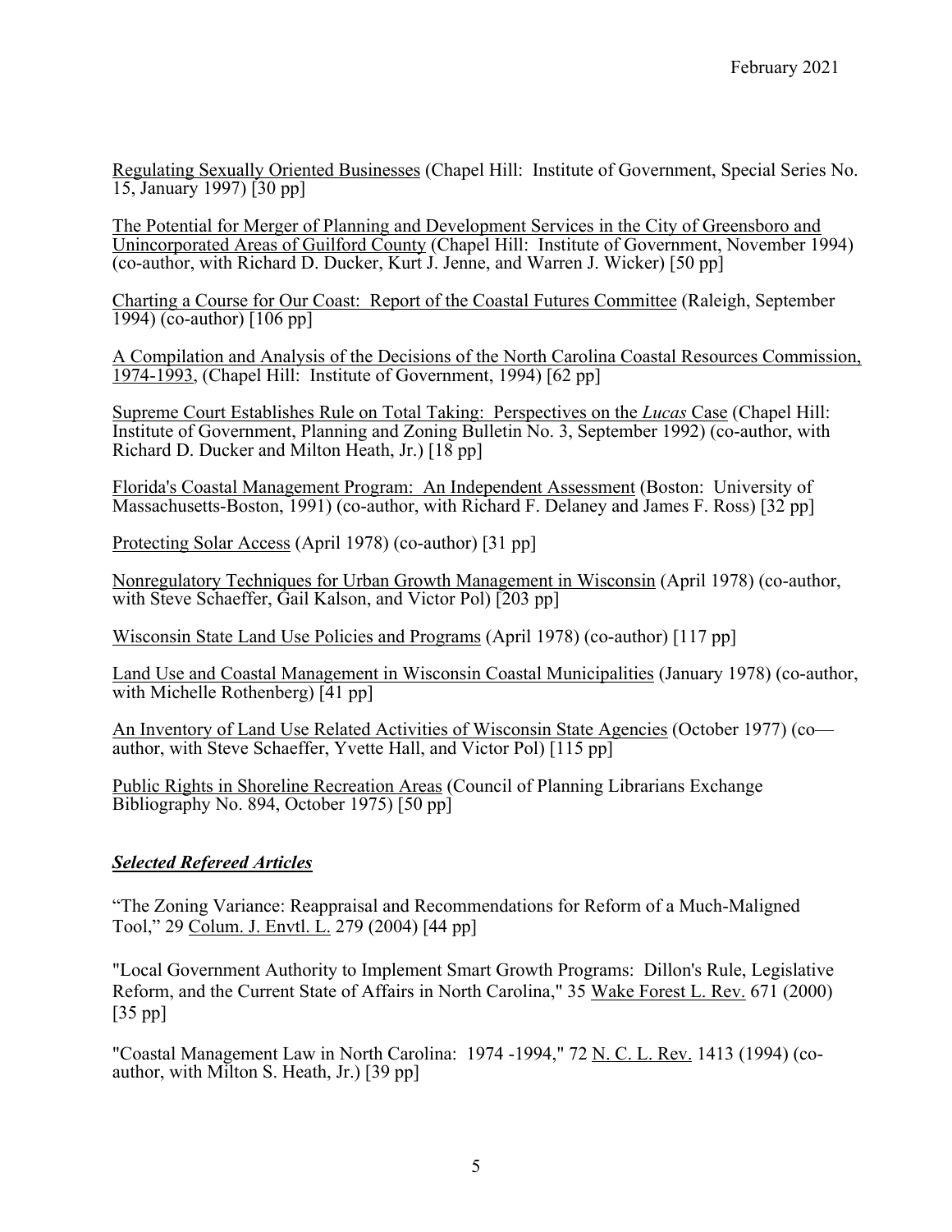Regulating Sexually Oriented Businesses (Chapel Hill: Institute of Government, Special Series No. 15, January 1997) [30 pp]

The Potential for Merger of Planning and Development Services in the City of Greensboro and Unincorporated Areas of Guilford County (Chapel Hill: Institute of Government, November 1994) (co-author, with Richard D. Ducker, Kurt J. Jenne, and Warren J. Wicker) [50 pp]

Charting a Course for Our Coast: Report of the Coastal Futures Committee (Raleigh, September 1994) (co-author) [106 pp]

A Compilation and Analysis of the Decisions of the North Carolina Coastal Resources Commission, 1974-1993, (Chapel Hill: Institute of Government, 1994) [62 pp]

Supreme Court Establishes Rule on Total Taking: Perspectives on the *Lucas* Case (Chapel Hill: Institute of Government, Planning and Zoning Bulletin No. 3, September 1992) (co-author, with Richard D. Ducker and Milton Heath, Jr.) [18 pp]

Florida's Coastal Management Program: An Independent Assessment (Boston: University of Massachusetts-Boston, 1991) (co-author, with Richard F. Delaney and James F. Ross) [32 pp]

Protecting Solar Access (April 1978) (co-author) [31 pp]

Nonregulatory Techniques for Urban Growth Management in Wisconsin (April 1978) (co-author, with Steve Schaeffer, Gail Kalson, and Victor Pol) [203 pp]

Wisconsin State Land Use Policies and Programs (April 1978) (co-author) [117 pp]

Land Use and Coastal Management in Wisconsin Coastal Municipalities (January 1978) (co-author, with Michelle Rothenberg) [41 pp]

An Inventory of Land Use Related Activities of Wisconsin State Agencies (October 1977) (co—author, with Steve Schaeffer, Yvette Hall, and Victor Pol) [115 pp]

Public Rights in Shoreline Recreation Areas (Council of Planning Librarians Exchange Bibliography No. 894, October 1975) [50 pp]

### ***Selected Refereed Articles***

"The Zoning Variance: Reappraisal and Recommendations for Reform of a Much-Maligned Tool," 29 Colum. J. Envtl. L. 279 (2004) [44 pp]

"Local Government Authority to Implement Smart Growth Programs: Dillon's Rule, Legislative Reform, and the Current State of Affairs in North Carolina," 35 Wake Forest L. Rev. 671 (2000) [35 pp]

"Coastal Management Law in North Carolina: 1974 -1994," 72 N. C. L. Rev. 1413 (1994) (co-author, with Milton S. Heath, Jr.) [39 pp]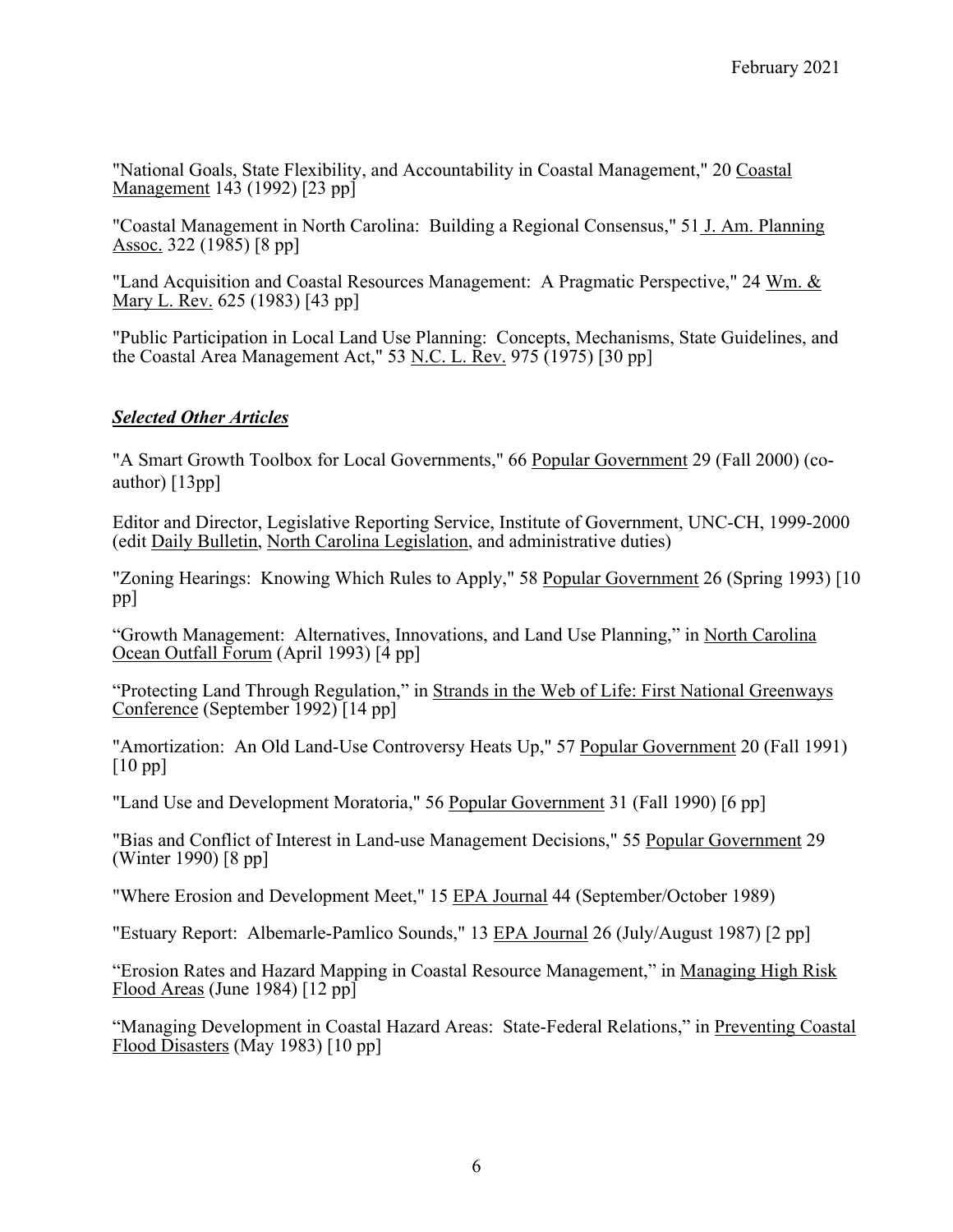"National Goals, State Flexibility, and Accountability in Coastal Management," 20 Coastal Management 143 (1992) [23 pp]

"Coastal Management in North Carolina: Building a Regional Consensus," 51 J. Am. Planning Assoc. 322 (1985) [8 pp]

"Land Acquisition and Coastal Resources Management: A Pragmatic Perspective," 24 Wm. & Mary L. Rev. 625 (1983) [43 pp]

"Public Participation in Local Land Use Planning: Concepts, Mechanisms, State Guidelines, and the Coastal Area Management Act," 53 N.C. L. Rev. 975 (1975) [30 pp]

***Selected Other Articles***

"A Smart Growth Toolbox for Local Governments," 66 Popular Government 29 (Fall 2000) (co-author) [13pp]

Editor and Director, Legislative Reporting Service, Institute of Government, UNC-CH, 1999-2000 (edit Daily Bulletin, North Carolina Legislation, and administrative duties)

"Zoning Hearings: Knowing Which Rules to Apply," 58 Popular Government 26 (Spring 1993) [10 pp]

"Growth Management: Alternatives, Innovations, and Land Use Planning," in North Carolina Ocean Outfall Forum (April 1993) [4 pp]

"Protecting Land Through Regulation," in Strands in the Web of Life: First National Greenways Conference (September 1992) [14 pp]

"Amortization: An Old Land-Use Controversy Heats Up," 57 Popular Government 20 (Fall 1991) [10 pp]

"Land Use and Development Moratoria," 56 Popular Government 31 (Fall 1990) [6 pp]

"Bias and Conflict of Interest in Land-use Management Decisions," 55 Popular Government 29 (Winter 1990) [8 pp]

"Where Erosion and Development Meet," 15 EPA Journal 44 (September/October 1989)

"Estuary Report: Albemarle-Pamlico Sounds," 13 EPA Journal 26 (July/August 1987) [2 pp]

"Erosion Rates and Hazard Mapping in Coastal Resource Management," in Managing High Risk Flood Areas (June 1984) [12 pp]

"Managing Development in Coastal Hazard Areas: State-Federal Relations," in Preventing Coastal Flood Disasters (May 1983) [10 pp]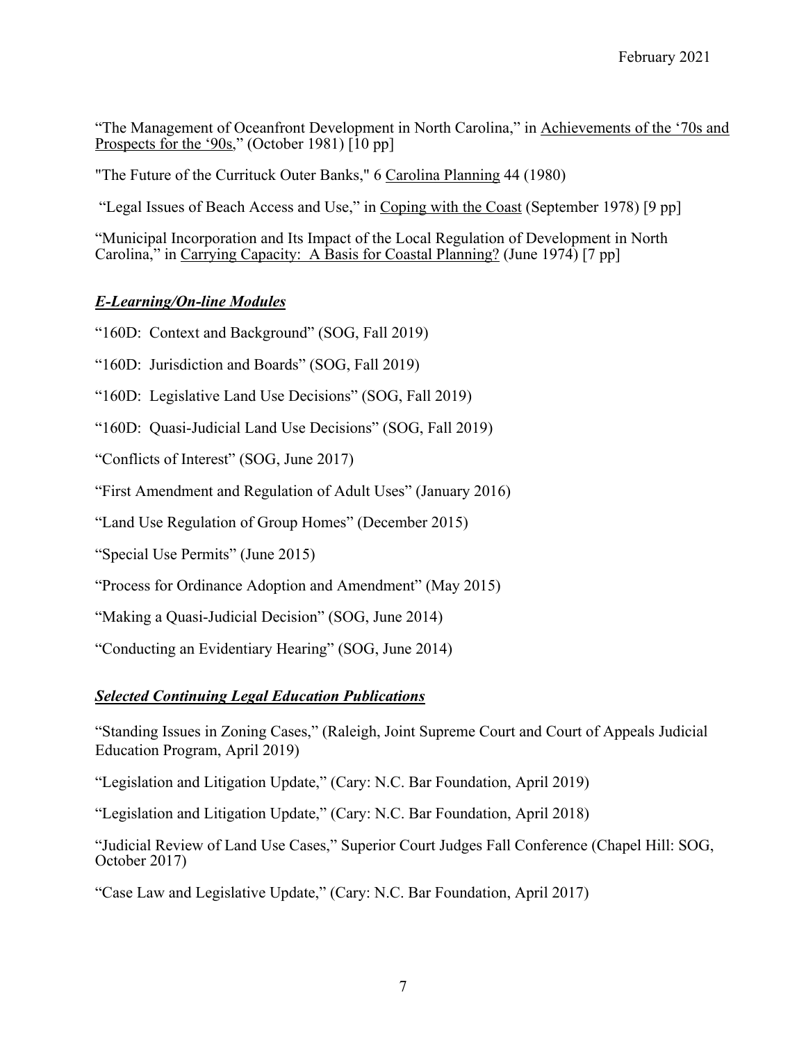"The Management of Oceanfront Development in North Carolina," in Achievements of the '70s and Prospects for the '90s," (October 1981) [10 pp]

"The Future of the Currituck Outer Banks," 6 Carolina Planning 44 (1980)

"Legal Issues of Beach Access and Use," in Coping with the Coast (September 1978) [9 pp]

"Municipal Incorporation and Its Impact of the Local Regulation of Development in North Carolina," in Carrying Capacity: A Basis for Coastal Planning? (June 1974) [7 pp]

### ***E-Learning/On-line Modules***

"160D: Context and Background" (SOG, Fall 2019)

"160D: Jurisdiction and Boards" (SOG, Fall 2019)

"160D: Legislative Land Use Decisions" (SOG, Fall 2019)

"160D: Quasi-Judicial Land Use Decisions" (SOG, Fall 2019)

"Conflicts of Interest" (SOG, June 2017)

"First Amendment and Regulation of Adult Uses" (January 2016)

"Land Use Regulation of Group Homes" (December 2015)

"Special Use Permits" (June 2015)

"Process for Ordinance Adoption and Amendment" (May 2015)

"Making a Quasi-Judicial Decision" (SOG, June 2014)

"Conducting an Evidentiary Hearing" (SOG, June 2014)

### ***Selected Continuing Legal Education Publications***

"Standing Issues in Zoning Cases," (Raleigh, Joint Supreme Court and Court of Appeals Judicial Education Program, April 2019)

"Legislation and Litigation Update," (Cary: N.C. Bar Foundation, April 2019)

"Legislation and Litigation Update," (Cary: N.C. Bar Foundation, April 2018)

"Judicial Review of Land Use Cases," Superior Court Judges Fall Conference (Chapel Hill: SOG, October 2017)

"Case Law and Legislative Update," (Cary: N.C. Bar Foundation, April 2017)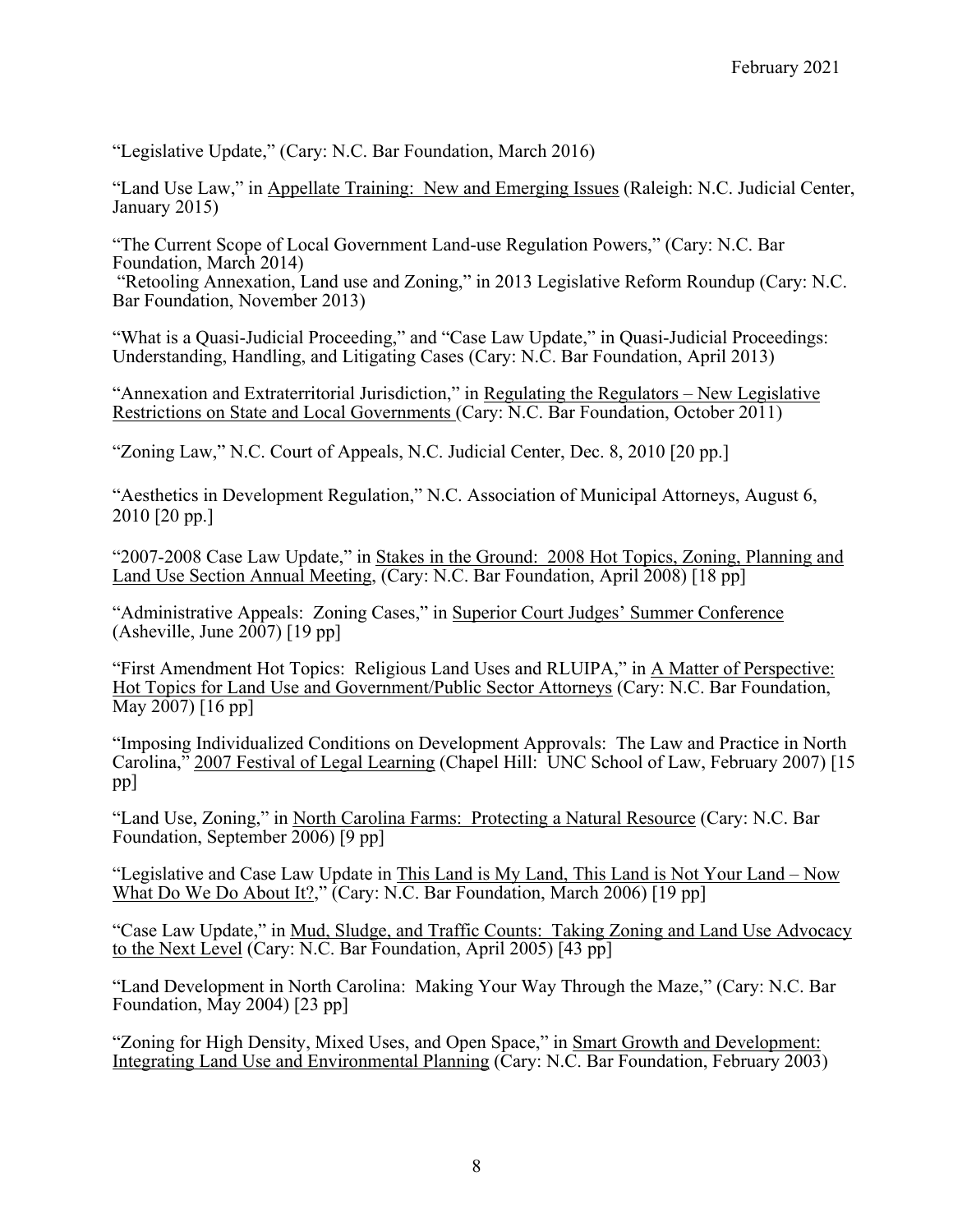"Legislative Update," (Cary: N.C. Bar Foundation, March 2016)

"Land Use Law," in <u>Appellate Training: New and Emerging Issues</u> (Raleigh: N.C. Judicial Center, January 2015)

"The Current Scope of Local Government Land-use Regulation Powers," (Cary: N.C. Bar Foundation, March 2014)
"Retooling Annexation, Land use and Zoning," in 2013 Legislative Reform Roundup (Cary: N.C. Bar Foundation, November 2013)

"What is a Quasi-Judicial Proceeding," and "Case Law Update," in Quasi-Judicial Proceedings: Understanding, Handling, and Litigating Cases (Cary: N.C. Bar Foundation, April 2013)

"Annexation and Extraterritorial Jurisdiction," in <u>Regulating the Regulators – New Legislative Restrictions on State and Local Governments</u> (Cary: N.C. Bar Foundation, October 2011)

"Zoning Law," N.C. Court of Appeals, N.C. Judicial Center, Dec. 8, 2010 [20 pp.]

"Aesthetics in Development Regulation," N.C. Association of Municipal Attorneys, August 6, 2010 [20 pp.]

"2007-2008 Case Law Update," in <u>Stakes in the Ground: 2008 Hot Topics, Zoning, Planning and Land Use Section Annual Meeting</u>, (Cary: N.C. Bar Foundation, April 2008) [18 pp]

"Administrative Appeals: Zoning Cases," in <u>Superior Court Judges' Summer Conference</u> (Asheville, June 2007) [19 pp]

"First Amendment Hot Topics: Religious Land Uses and RLUIPA," in <u>A Matter of Perspective: Hot Topics for Land Use and Government/Public Sector Attorneys</u> (Cary: N.C. Bar Foundation, May 2007) [16 pp]

"Imposing Individualized Conditions on Development Approvals: The Law and Practice in North Carolina," <u>2007 Festival of Legal Learning</u> (Chapel Hill: UNC School of Law, February 2007) [15 pp]

"Land Use, Zoning," in <u>North Carolina Farms: Protecting a Natural Resource</u> (Cary: N.C. Bar Foundation, September 2006) [9 pp]

"Legislative and Case Law Update in <u>This Land is My Land, This Land is Not Your Land – Now What Do We Do About It?</u>," (Cary: N.C. Bar Foundation, March 2006) [19 pp]

"Case Law Update," in <u>Mud, Sludge, and Traffic Counts: Taking Zoning and Land Use Advocacy to the Next Level</u> (Cary: N.C. Bar Foundation, April 2005) [43 pp]

"Land Development in North Carolina: Making Your Way Through the Maze," (Cary: N.C. Bar Foundation, May 2004) [23 pp]

"Zoning for High Density, Mixed Uses, and Open Space," in <u>Smart Growth and Development: Integrating Land Use and Environmental Planning</u> (Cary: N.C. Bar Foundation, February 2003)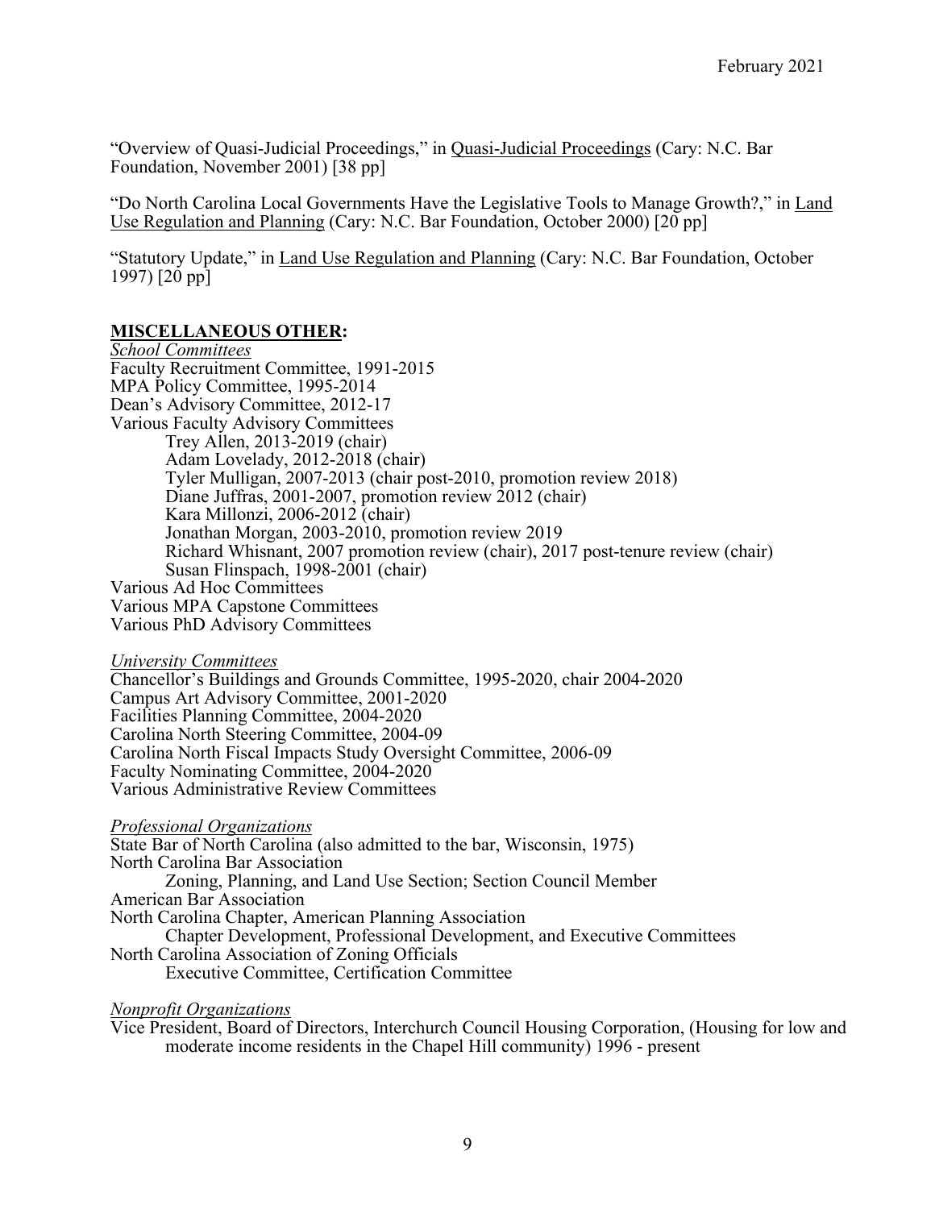"Overview of Quasi-Judicial Proceedings," in <u>Quasi-Judicial Proceedings</u> (Cary: N.C. Bar Foundation, November 2001) [38 pp]

"Do North Carolina Local Governments Have the Legislative Tools to Manage Growth?," in <u>Land Use Regulation and Planning</u> (Cary: N.C. Bar Foundation, October 2000) [20 pp]

"Statutory Update," in <u>Land Use Regulation and Planning</u> (Cary: N.C. Bar Foundation, October 1997) [20 pp]

## MISCELLANEOUS OTHER:

*School Committees*

Faculty Recruitment Committee, 1991-2015
MPA Policy Committee, 1995-2014
Dean's Advisory Committee, 2012-17
Various Faculty Advisory Committees
- Trey Allen, 2013-2019 (chair)
- Adam Lovelady, 2012-2018 (chair)
- Tyler Mulligan, 2007-2013 (chair post-2010, promotion review 2018)
- Diane Juffras, 2001-2007, promotion review 2012 (chair)
- Kara Millonzi, 2006-2012 (chair)
- Jonathan Morgan, 2003-2010, promotion review 2019
- Richard Whisnant, 2007 promotion review (chair), 2017 post-tenure review (chair)
- Susan Flinspach, 1998-2001 (chair)

Various Ad Hoc Committees
Various MPA Capstone Committees
Various PhD Advisory Committees

*University Committees*

Chancellor's Buildings and Grounds Committee, 1995-2020, chair 2004-2020
Campus Art Advisory Committee, 2001-2020
Facilities Planning Committee, 2004-2020
Carolina North Steering Committee, 2004-09
Carolina North Fiscal Impacts Study Oversight Committee, 2006-09
Faculty Nominating Committee, 2004-2020
Various Administrative Review Committees

*Professional Organizations*

State Bar of North Carolina (also admitted to the bar, Wisconsin, 1975)
North Carolina Bar Association
- Zoning, Planning, and Land Use Section; Section Council Member

American Bar Association
North Carolina Chapter, American Planning Association
- Chapter Development, Professional Development, and Executive Committees

North Carolina Association of Zoning Officials
- Executive Committee, Certification Committee

*Nonprofit Organizations*

Vice President, Board of Directors, Interchurch Council Housing Corporation, (Housing for low and moderate income residents in the Chapel Hill community) 1996 - present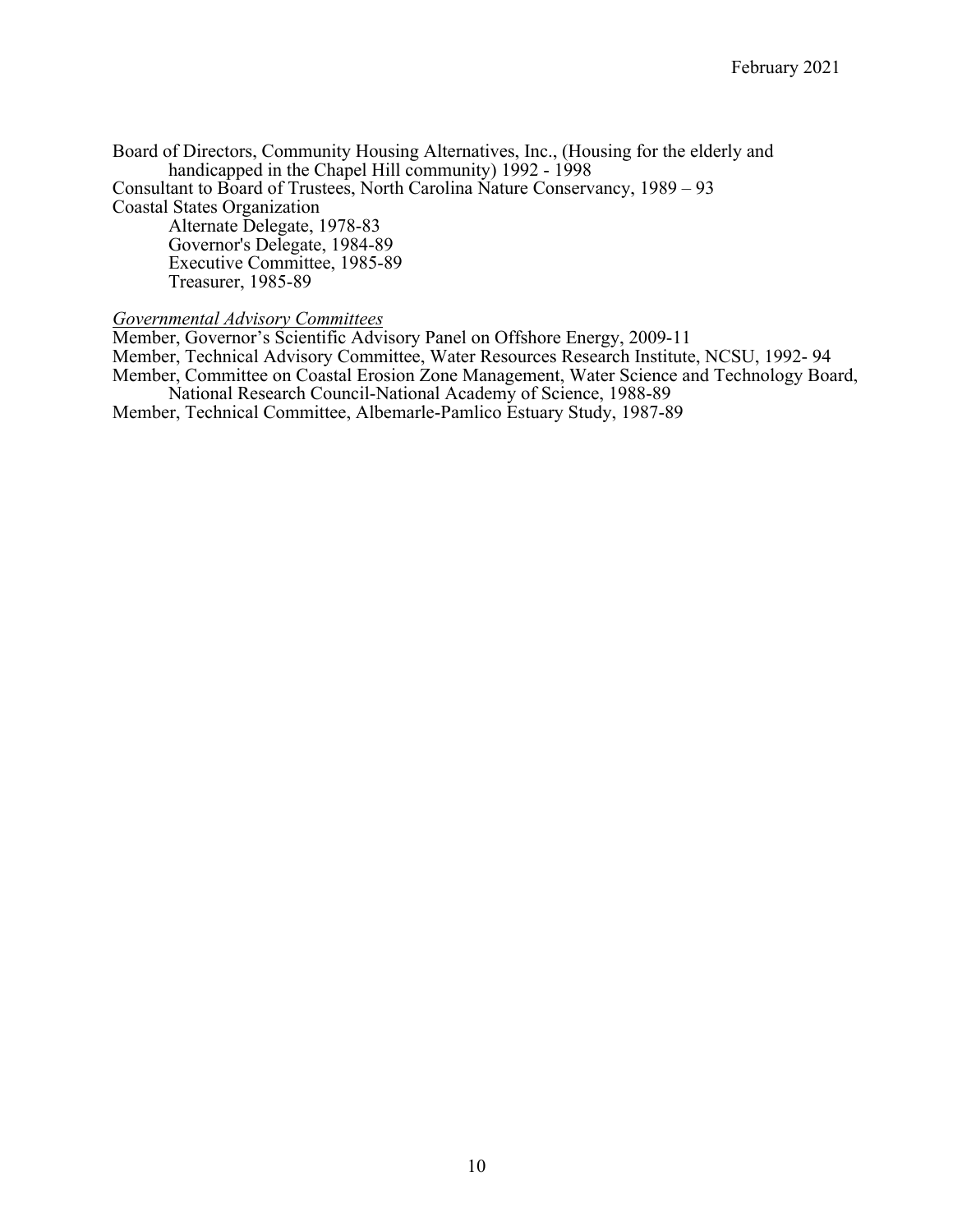Board of Directors, Community Housing Alternatives, Inc., (Housing for the elderly and handicapped in the Chapel Hill community) 1992 - 1998

Consultant to Board of Trustees, North Carolina Nature Conservancy, 1989 – 93

Coastal States Organization

- Alternate Delegate, 1978-83
- Governor's Delegate, 1984-89
- Executive Committee, 1985-89
- Treasurer, 1985-89

*Governmental Advisory Committees*

Member, Governor's Scientific Advisory Panel on Offshore Energy, 2009-11

Member, Technical Advisory Committee, Water Resources Research Institute, NCSU, 1992- 94

Member, Committee on Coastal Erosion Zone Management, Water Science and Technology Board, National Research Council-National Academy of Science, 1988-89

Member, Technical Committee, Albemarle-Pamlico Estuary Study, 1987-89